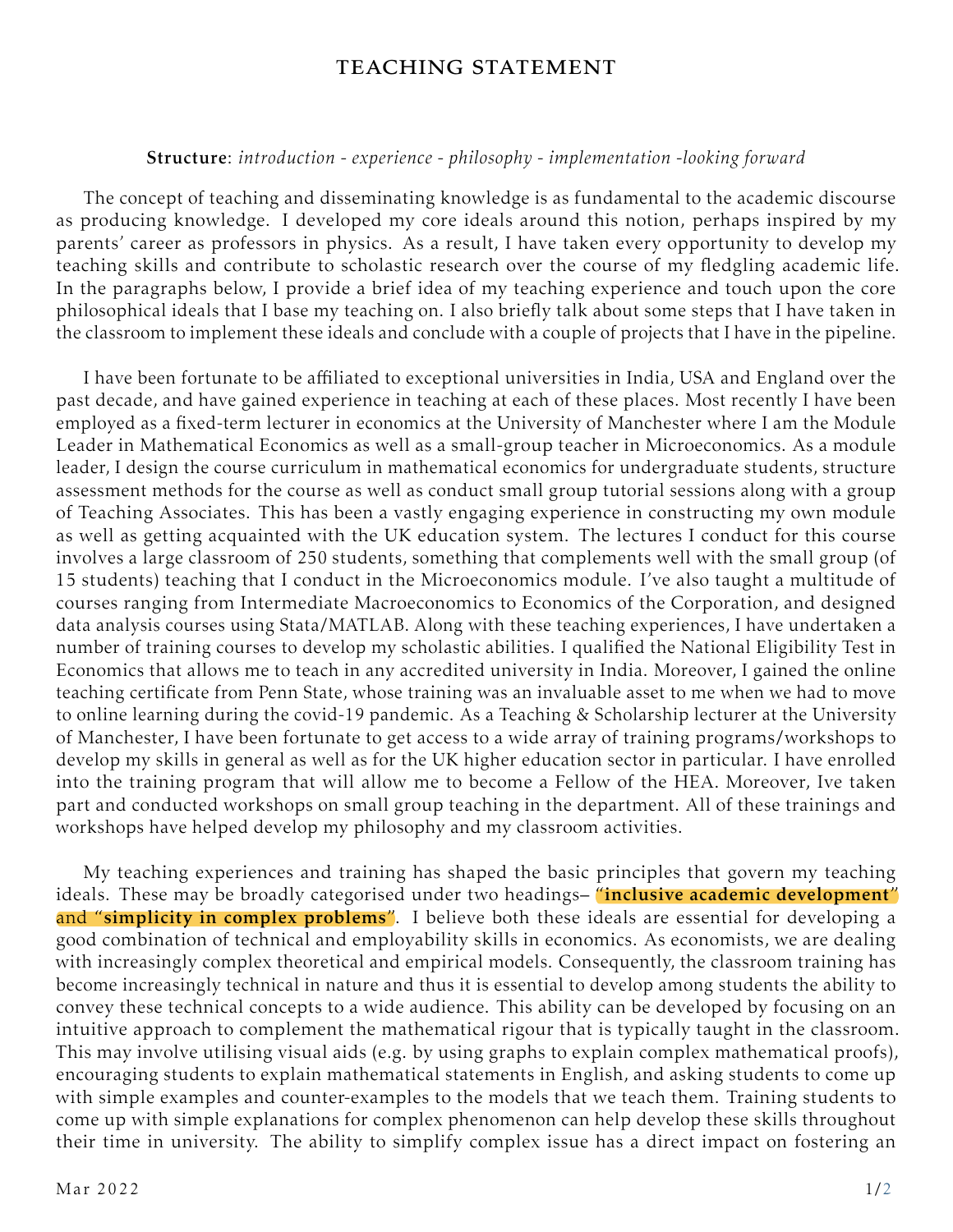# TEACHING STATEMENT

**Structure**: *introduction - experience - philosophy - implementation -looking forward*

The concept of teaching and disseminating knowledge is as fundamental to the academic discourse as producing knowledge. I developed my core ideals around this notion, perhaps inspired by my parents' career as professors in physics. As a result, I have taken every opportunity to develop my teaching skills and contribute to scholastic research over the course of my fledgling academic life. In the paragraphs below, I provide a brief idea of my teaching experience and touch upon the core philosophical ideals that I base my teaching on. I also briefly talk about some steps that I have taken in the classroom to implement these ideals and conclude with a couple of projects that I have in the pipeline.

I have been fortunate to be affiliated to exceptional universities in India, USA and England over the past decade, and have gained experience in teaching at each of these places. Most recently I have been employed as a fixed-term lecturer in economics at the University of Manchester where I am the Module Leader in Mathematical Economics as well as a small-group teacher in Microeconomics. As a module leader, I design the course curriculum in mathematical economics for undergraduate students, structure assessment methods for the course as well as conduct small group tutorial sessions along with a group of Teaching Associates. This has been a vastly engaging experience in constructing my own module as well as getting acquainted with the UK education system. The lectures I conduct for this course involves a large classroom of 250 students, something that complements well with the small group (of 15 students) teaching that I conduct in the Microeconomics module. I've also taught a multitude of courses ranging from Intermediate Macroeconomics to Economics of the Corporation, and designed data analysis courses using Stata/MATLAB. Along with these teaching experiences, I have undertaken a number of training courses to develop my scholastic abilities. I qualified the National Eligibility Test in Economics that allows me to teach in any accredited university in India. Moreover, I gained the online teaching certificate from Penn State, whose training was an invaluable asset to me when we had to move to online learning during the covid-19 pandemic. As a Teaching & Scholarship lecturer at the University of Manchester, I have been fortunate to get access to a wide array of training programs/workshops to develop my skills in general as well as for the UK higher education sector in particular. I have enrolled into the training program that will allow me to become a Fellow of the HEA. Moreover, Ive taken part and conducted workshops on small group teaching in the department. All of these trainings and workshops have helped develop my philosophy and my classroom activities.

My teaching experiences and training has shaped the basic principles that govern my teaching ideals. These may be broadly categorised under two headings– "**inclusive academic development**" and "**simplicity in complex problems**". I believe both these ideals are essential for developing a good combination of technical and employability skills in economics. As economists, we are dealing with increasingly complex theoretical and empirical models. Consequently, the classroom training has become increasingly technical in nature and thus it is essential to develop among students the ability to convey these technical concepts to a wide audience. This ability can be developed by focusing on an intuitive approach to complement the mathematical rigour that is typically taught in the classroom. This may involve utilising visual aids (e.g. by using graphs to explain complex mathematical proofs), encouraging students to explain mathematical statements in English, and asking students to come up with simple examples and counter-examples to the models that we teach them. Training students to come up with simple explanations for complex phenomenon can help develop these skills throughout their time in university. The ability to simplify complex issue has a direct impact on fostering an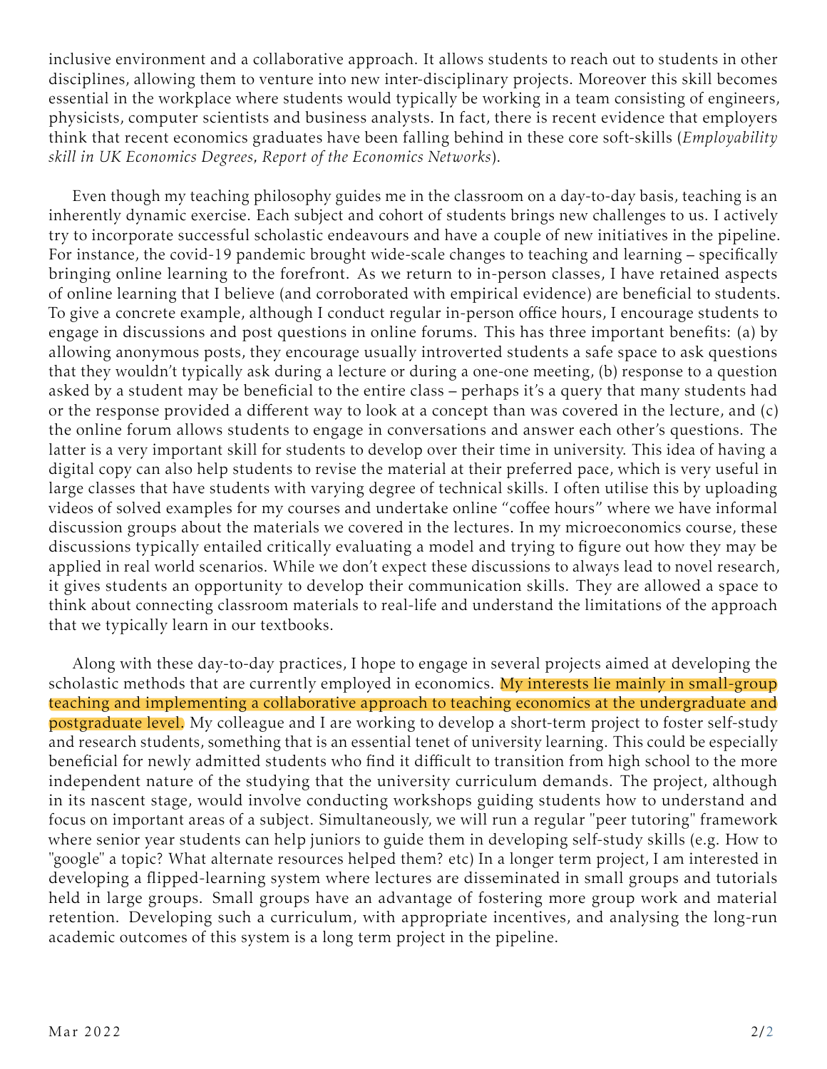inclusive environment and a collaborative approach. It allows students to reach out to students in other disciplines, allowing them to venture into new inter-disciplinary projects. Moreover this skill becomes essential in the workplace where students would typically be working in a team consisting of engineers, physicists, computer scientists and business analysts. In fact, there is recent evidence that employers think that recent economics graduates have been falling behind in these core soft-skills (*Employability skill in UK Economics Degrees*, *Report of the Economics Networks*).

Even though my teaching philosophy guides me in the classroom on a day-to-day basis, teaching is an inherently dynamic exercise. Each subject and cohort of students brings new challenges to us. I actively try to incorporate successful scholastic endeavours and have a couple of new initiatives in the pipeline. For instance, the covid-19 pandemic brought wide-scale changes to teaching and learning – specifically bringing online learning to the forefront. As we return to in-person classes, I have retained aspects of online learning that I believe (and corroborated with empirical evidence) are beneficial to students. To give a concrete example, although I conduct regular in-person office hours, I encourage students to engage in discussions and post questions in online forums. This has three important benefits: (a) by allowing anonymous posts, they encourage usually introverted students a safe space to ask questions that they wouldn't typically ask during a lecture or during a one-one meeting, (b) response to a question asked by a student may be beneficial to the entire class – perhaps it's a query that many students had or the response provided a different way to look at a concept than was covered in the lecture, and (c) the online forum allows students to engage in conversations and answer each other's questions. The latter is a very important skill for students to develop over their time in university. This idea of having a digital copy can also help students to revise the material at their preferred pace, which is very useful in large classes that have students with varying degree of technical skills. I often utilise this by uploading videos of solved examples for my courses and undertake online "coffee hours" where we have informal discussion groups about the materials we covered in the lectures. In my microeconomics course, these discussions typically entailed critically evaluating a model and trying to figure out how they may be applied in real world scenarios. While we don't expect these discussions to always lead to novel research, it gives students an opportunity to develop their communication skills. They are allowed a space to think about connecting classroom materials to real-life and understand the limitations of the approach that we typically learn in our textbooks.

Along with these day-to-day practices, I hope to engage in several projects aimed at developing the scholastic methods that are currently employed in economics. My interests lie mainly in small-group teaching and implementing a collaborative approach to teaching economics at the undergraduate and postgraduate level. My colleague and I are working to develop a short-term project to foster self-study and research students, something that is an essential tenet of university learning. This could be especially beneficial for newly admitted students who find it difficult to transition from high school to the more independent nature of the studying that the university curriculum demands. The project, although in its nascent stage, would involve conducting workshops guiding students how to understand and focus on important areas of a subject. Simultaneously, we will run a regular "peer tutoring" framework where senior year students can help juniors to guide them in developing self-study skills (e.g. How to "google" a topic? What alternate resources helped them? etc) In a longer term project, I am interested in developing a flipped-learning system where lectures are disseminated in small groups and tutorials held in large groups. Small groups have an advantage of fostering more group work and material retention. Developing such a curriculum, with appropriate incentives, and analysing the long-run academic outcomes of this system is a long term project in the pipeline.

Mar 2022